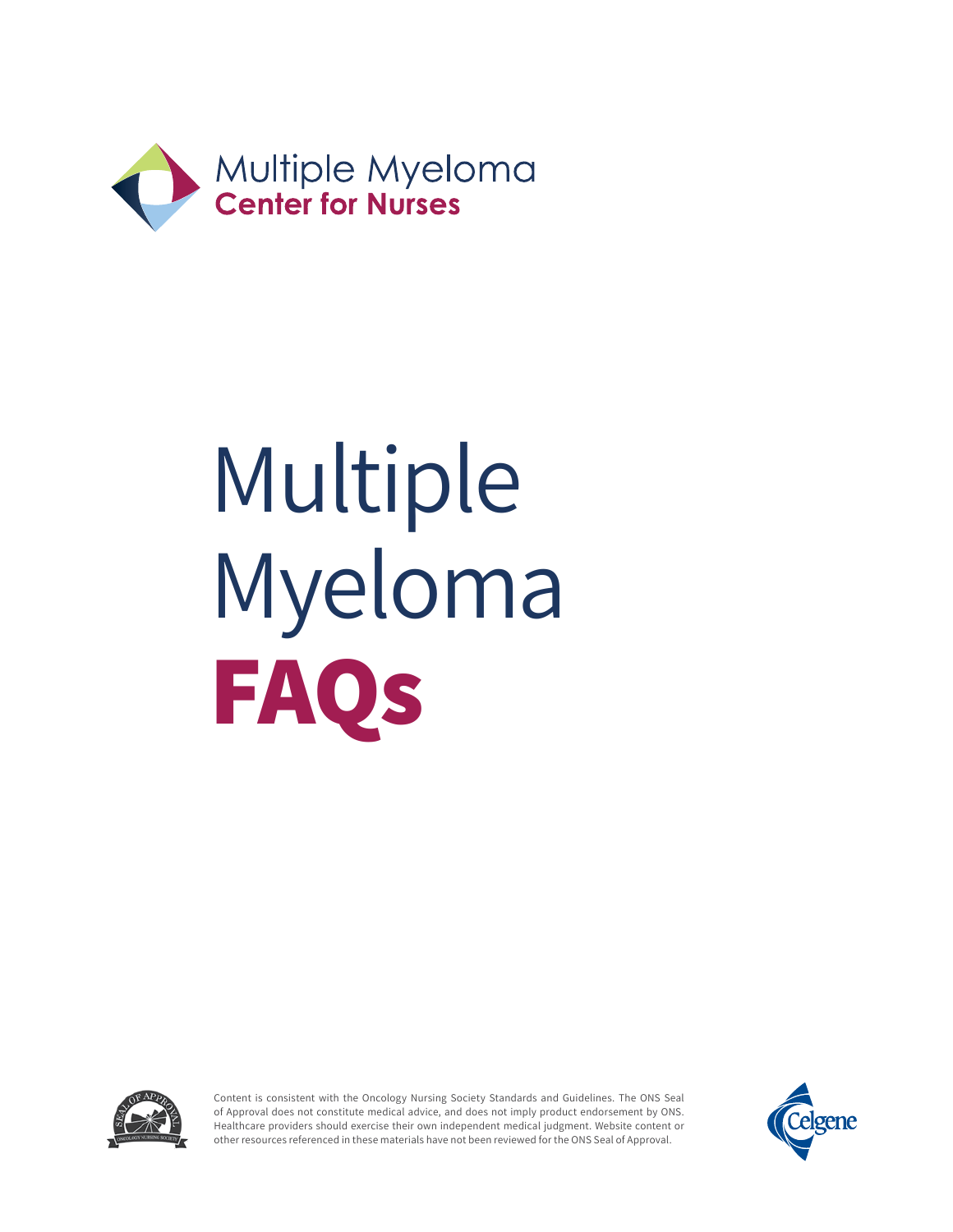Multiple Myeloma
**Center for Nurses**

# Multiple Myeloma **FAQs**

Content is consistent with the Oncology Nursing Society Standards and Guidelines. The ONS Seal of Approval does not constitute medical advice, and does not imply product endorsement by ONS. Healthcare providers should exercise their own independent medical judgment. Website content or other resources referenced in these materials have not been reviewed for the ONS Seal of Approval.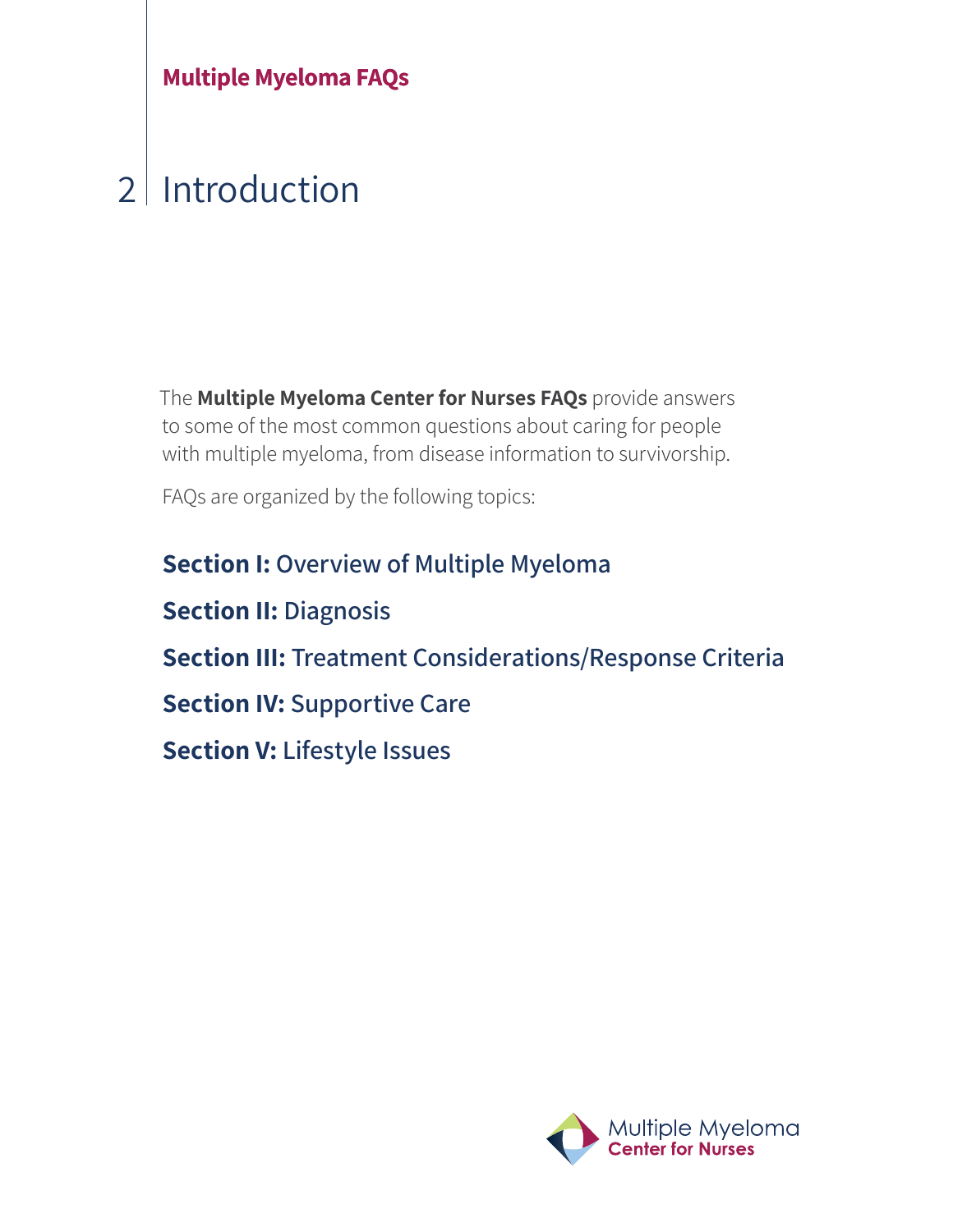# Introduction

The **Multiple Myeloma Center for Nurses FAQs** provide answers to some of the most common questions about caring for people with multiple myeloma, from disease information to survivorship.

FAQs are organized by the following topics:

**Section I:** Overview of Multiple Myeloma

**Section II:** Diagnosis

**Section III:** Treatment Considerations/Response Criteria

**Section IV:** Supportive Care

**Section V:** Lifestyle Issues

Multiple Myeloma Center for Nurses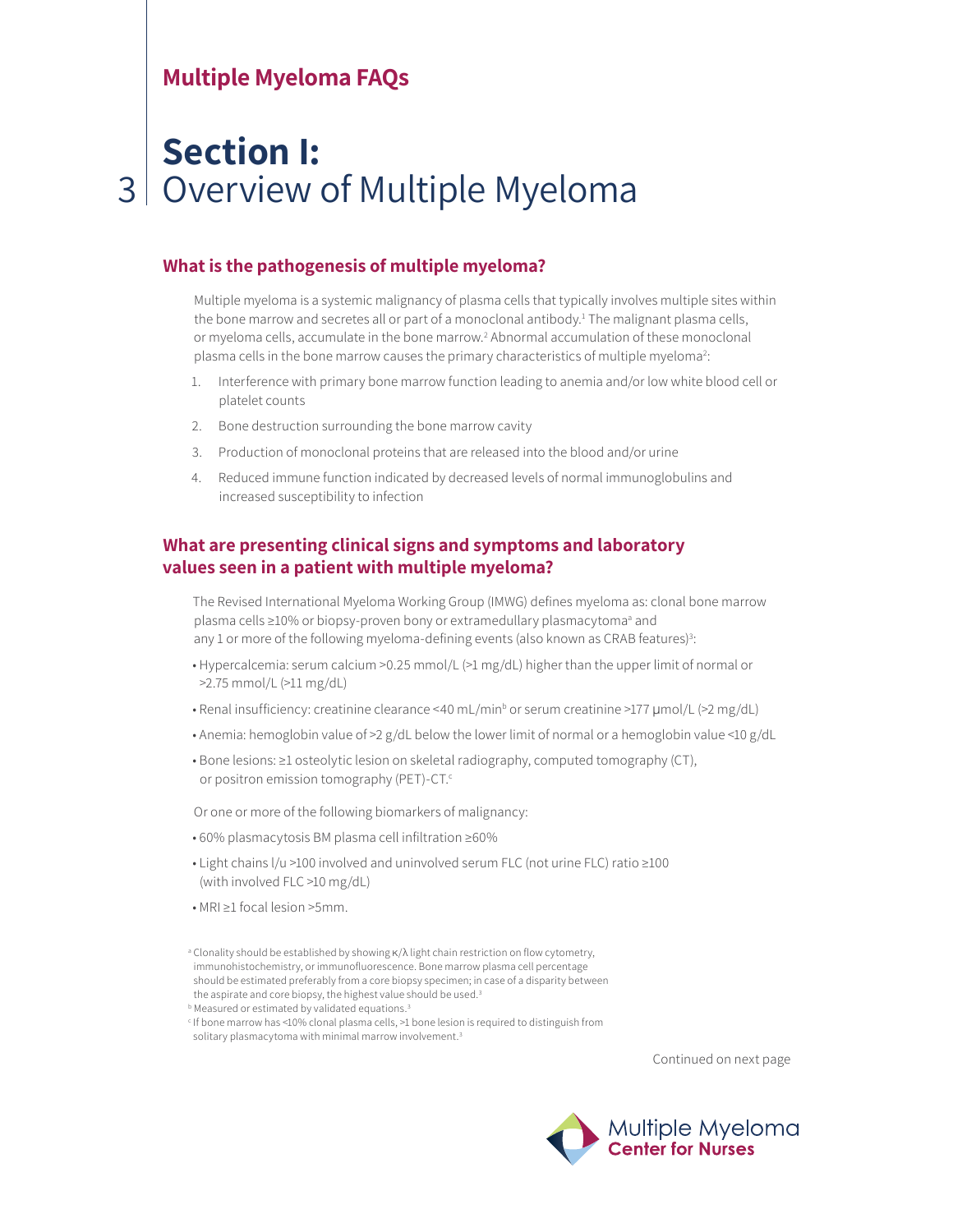## Multiple Myeloma FAQs

# Section I: Overview of Multiple Myeloma

### What is the pathogenesis of multiple myeloma?

Multiple myeloma is a systemic malignancy of plasma cells that typically involves multiple sites within the bone marrow and secretes all or part of a monoclonal antibody.[1] The malignant plasma cells, or myeloma cells, accumulate in the bone marrow.[2] Abnormal accumulation of these monoclonal plasma cells in the bone marrow causes the primary characteristics of multiple myeloma[2]:

1. Interference with primary bone marrow function leading to anemia and/or low white blood cell or platelet counts
2. Bone destruction surrounding the bone marrow cavity
3. Production of monoclonal proteins that are released into the blood and/or urine
4. Reduced immune function indicated by decreased levels of normal immunoglobulins and increased susceptibility to infection

### What are presenting clinical signs and symptoms and laboratory values seen in a patient with multiple myeloma?

The Revised International Myeloma Working Group (IMWG) defines myeloma as: clonal bone marrow plasma cells ≥10% or biopsy-proven bony or extramedullary plasmacytoma[a] and any 1 or more of the following myeloma-defining events (also known as CRAB features)[3]:

- Hypercalcemia: serum calcium >0.25 mmol/L (>1 mg/dL) higher than the upper limit of normal or >2.75 mmol/L (>11 mg/dL)
- Renal insufficiency: creatinine clearance <40 mL/min[b] or serum creatinine >177 µmol/L (>2 mg/dL)
- Anemia: hemoglobin value of >2 g/dL below the lower limit of normal or a hemoglobin value <10 g/dL
- Bone lesions: ≥1 osteolytic lesion on skeletal radiography, computed tomography (CT), or positron emission tomography (PET)-CT.[c]

Or one or more of the following biomarkers of malignancy:

- 60% plasmacytosis BM plasma cell infiltration ≥60%
- Light chains l/u >100 involved and uninvolved serum FLC (not urine FLC) ratio ≥100 (with involved FLC >10 mg/dL)
- MRI ≥1 focal lesion >5mm.

[a] Clonality should be established by showing κ/λ light chain restriction on flow cytometry, immunohistochemistry, or immunofluorescence. Bone marrow plasma cell percentage should be estimated preferably from a core biopsy specimen; in case of a disparity between the aspirate and core biopsy, the highest value should be used.[3]

[b] Measured or estimated by validated equations.[3]

[c] If bone marrow has <10% clonal plasma cells, >1 bone lesion is required to distinguish from solitary plasmacytoma with minimal marrow involvement.[3]

Continued on next page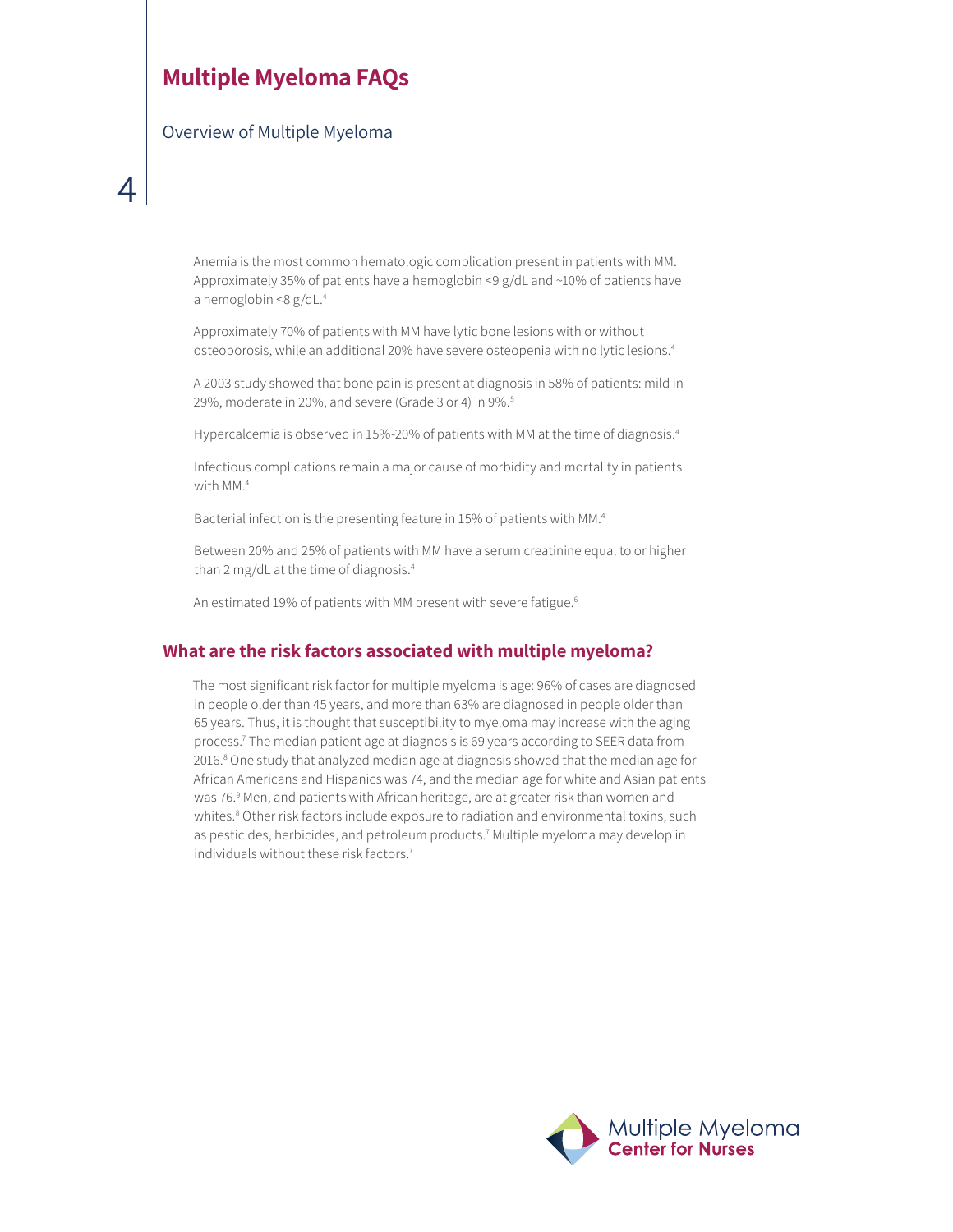Anemia is the most common hematologic complication present in patients with MM. Approximately 35% of patients have a hemoglobin <9 g/dL and ~10% of patients have a hemoglobin <8 g/dL.[4]

Approximately 70% of patients with MM have lytic bone lesions with or without osteoporosis, while an additional 20% have severe osteopenia with no lytic lesions.[4]

A 2003 study showed that bone pain is present at diagnosis in 58% of patients: mild in 29%, moderate in 20%, and severe (Grade 3 or 4) in 9%.[5]

Hypercalcemia is observed in 15%-20% of patients with MM at the time of diagnosis.[4]

Infectious complications remain a major cause of morbidity and mortality in patients with MM.[4]

Bacterial infection is the presenting feature in 15% of patients with MM.[4]

Between 20% and 25% of patients with MM have a serum creatinine equal to or higher than 2 mg/dL at the time of diagnosis.[4]

An estimated 19% of patients with MM present with severe fatigue.[6]

## What are the risk factors associated with multiple myeloma?

The most significant risk factor for multiple myeloma is age: 96% of cases are diagnosed in people older than 45 years, and more than 63% are diagnosed in people older than 65 years. Thus, it is thought that susceptibility to myeloma may increase with the aging process.[7] The median patient age at diagnosis is 69 years according to SEER data from 2016.[8] One study that analyzed median age at diagnosis showed that the median age for African Americans and Hispanics was 74, and the median age for white and Asian patients was 76.[9] Men, and patients with African heritage, are at greater risk than women and whites.[8] Other risk factors include exposure to radiation and environmental toxins, such as pesticides, herbicides, and petroleum products.[7] Multiple myeloma may develop in individuals without these risk factors.[7]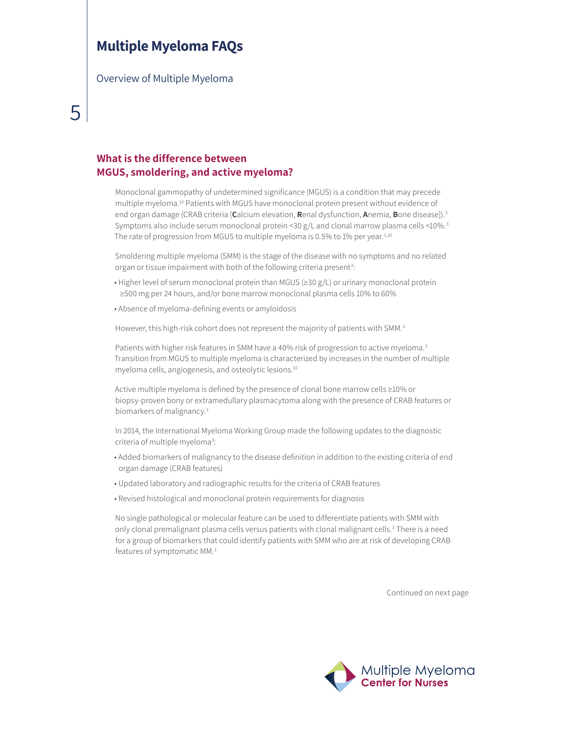## What is the difference between MGUS, smoldering, and active myeloma?

Monoclonal gammopathy of undetermined significance (MGUS) is a condition that may precede multiple myeloma.[10] Patients with MGUS have monoclonal protein present without evidence of end organ damage (CRAB criteria [**C**alcium elevation, **R**enal dysfunction, **A**nemia, **B**one disease]).[3] Symptoms also include serum monoclonal protein <30 g/L and clonal marrow plasma cells <10%.[3] The rate of progression from MGUS to multiple myeloma is 0.5% to 1% per year.[3,10]

Smoldering multiple myeloma (SMM) is the stage of the disease with no symptoms and no related organ or tissue impairment with both of the following criteria present[3]:

- Higher level of serum monoclonal protein than MGUS (≥30 g/L) or urinary monoclonal protein ≥500 mg per 24 hours, and/or bone marrow monoclonal plasma cells 10% to 60%
- Absence of myeloma-defining events or amyloidosis

However, this high-risk cohort does not represent the majority of patients with SMM.[3]

Patients with higher risk features in SMM have a 40% risk of progression to active myeloma.[3] Transition from MGUS to multiple myeloma is characterized by increases in the number of multiple myeloma cells, angiogenesis, and osteolytic lesions.[10]

Active multiple myeloma is defined by the presence of clonal bone marrow cells ≥10% or biopsy-proven bony or extramedullary plasmacytoma along with the presence of CRAB features or biomarkers of malignancy.[3]

In 2014, the International Myeloma Working Group made the following updates to the diagnostic criteria of multiple myeloma[3]:

- Added biomarkers of malignancy to the disease definition in addition to the existing criteria of end organ damage (CRAB features)
- Updated laboratory and radiographic results for the criteria of CRAB features
- Revised histological and monoclonal protein requirements for diagnosis

No single pathological or molecular feature can be used to differentiate patients with SMM with only clonal premalignant plasma cells versus patients with clonal malignant cells.[3] There is a need for a group of biomarkers that could identify patients with SMM who are at risk of developing CRAB features of symptomatic MM.[3]

Continued on next page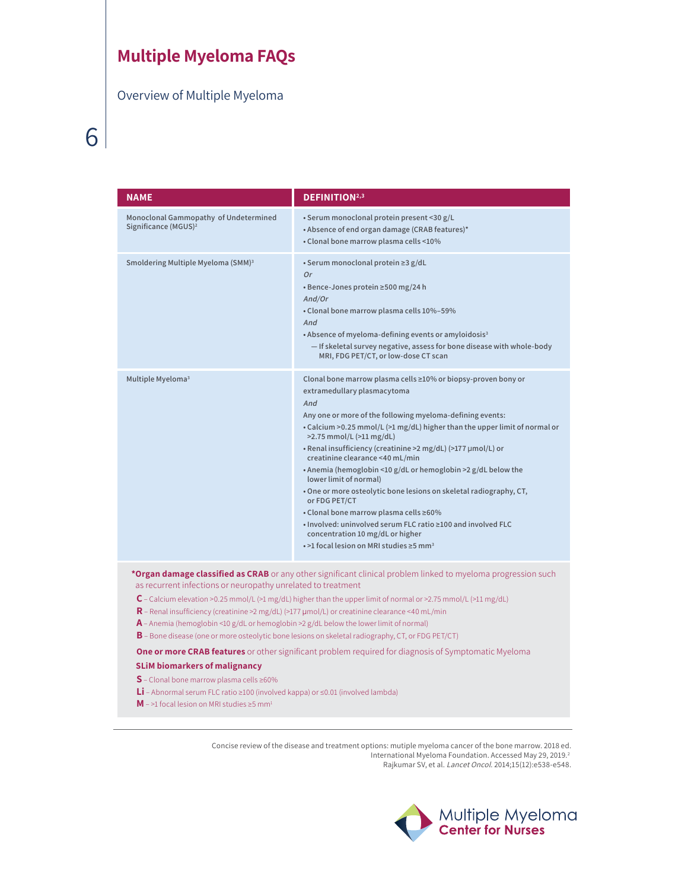# Multiple Myeloma FAQs

Overview of Multiple Myeloma

| NAME | DEFINITION[2,3] |
| --- | --- |
| Monoclonal Gammopathy of Undetermined Significance (MGUS)[2] | • Serum monoclonal protein present <30 g/L<br>• Absence of end organ damage (CRAB features)*<br>• Clonal bone marrow plasma cells <10% |
| Smoldering Multiple Myeloma (SMM)[3] | • Serum monoclonal protein ≥3 g/dL<br>*Or*<br>• Bence-Jones protein ≥500 mg/24 h<br>*And/Or*<br>• Clonal bone marrow plasma cells 10%–59%<br>*And*<br>• Absence of myeloma-defining events or amyloidosis[3]<br>— If skeletal survey negative, assess for bone disease with whole-body MRI, FDG PET/CT, or low-dose CT scan |
| Multiple Myeloma[3] | Clonal bone marrow plasma cells ≥10% or biopsy-proven bony or extramedullary plasmacytoma<br>*And*<br>Any one or more of the following myeloma-defining events:<br>• Calcium >0.25 mmol/L (>1 mg/dL) higher than the upper limit of normal or >2.75 mmol/L (>11 mg/dL)<br>• Renal insufficiency (creatinine >2 mg/dL) (>177 µmol/L) or creatinine clearance <40 mL/min<br>• Anemia (hemoglobin <10 g/dL or hemoglobin >2 g/dL below the lower limit of normal)<br>• One or more osteolytic bone lesions on skeletal radiography, CT, or FDG PET/CT<br>• Clonal bone marrow plasma cells ≥60%<br>• Involved: uninvolved serum FLC ratio ≥100 and involved FLC concentration 10 mg/dL or higher<br>• >1 focal lesion on MRI studies ≥5 mm[3] |

**\*Organ damage classified as CRAB** or any other significant clinical problem linked to myeloma progression such as recurrent infections or neuropathy unrelated to treatment

**C** – Calcium elevation >0.25 mmol/L (>1 mg/dL) higher than the upper limit of normal or >2.75 mmol/L (>11 mg/dL)

**R** – Renal insufficiency (creatinine >2 mg/dL) (>177 µmol/L) or creatinine clearance <40 mL/min

**A** – Anemia (hemoglobin <10 g/dL or hemoglobin >2 g/dL below the lower limit of normal)

**B** – Bone disease (one or more osteolytic bone lesions on skeletal radiography, CT, or FDG PET/CT)

**One or more CRAB features** or other significant problem required for diagnosis of Symptomatic Myeloma

**SLiM biomarkers of malignancy**

**S** – Clonal bone marrow plasma cells ≥60%

**Li** – Abnormal serum FLC ratio ≥100 (involved kappa) or ≤0.01 (involved lambda)

**M** – >1 focal lesion on MRI studies ≥5 mm[1]

Concise review of the disease and treatment options: mutiple myeloma cancer of the bone marrow. 2018 ed. International Myeloma Foundation. Accessed May 29, 2019.[2]
Rajkumar SV, et al. *Lancet Oncol.* 2014;15(12):e538-e548.

Multiple Myeloma Center for Nurses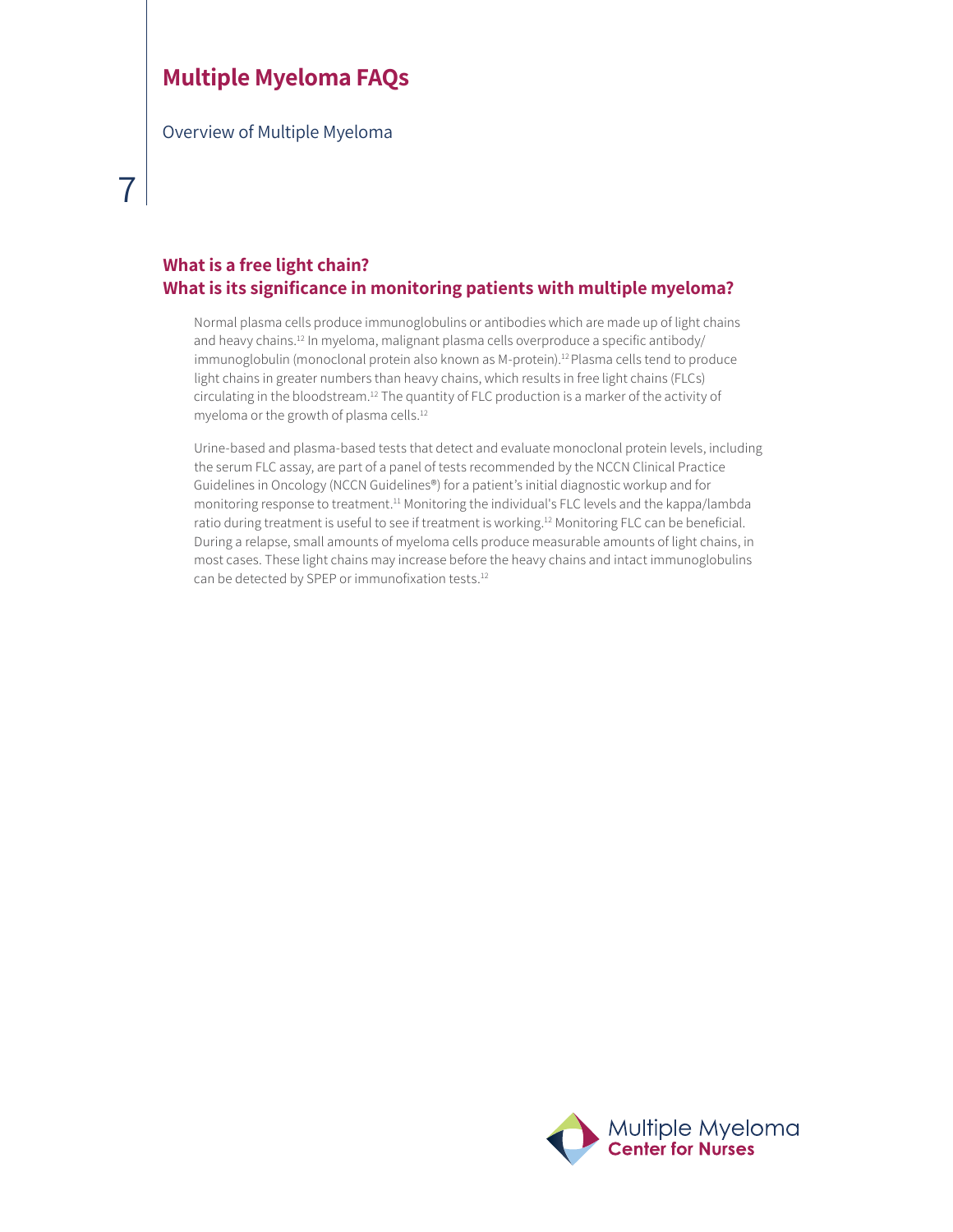## What is a free light chain?
## What is its significance in monitoring patients with multiple myeloma?

Normal plasma cells produce immunoglobulins or antibodies which are made up of light chains and heavy chains.[12] In myeloma, malignant plasma cells overproduce a specific antibody/immunoglobulin (monoclonal protein also known as M-protein).[12] Plasma cells tend to produce light chains in greater numbers than heavy chains, which results in free light chains (FLCs) circulating in the bloodstream.[12] The quantity of FLC production is a marker of the activity of myeloma or the growth of plasma cells.[12]

Urine-based and plasma-based tests that detect and evaluate monoclonal protein levels, including the serum FLC assay, are part of a panel of tests recommended by the NCCN Clinical Practice Guidelines in Oncology (NCCN Guidelines®) for a patient's initial diagnostic workup and for monitoring response to treatment.[11] Monitoring the individual's FLC levels and the kappa/lambda ratio during treatment is useful to see if treatment is working.[12] Monitoring FLC can be beneficial. During a relapse, small amounts of myeloma cells produce measurable amounts of light chains, in most cases. These light chains may increase before the heavy chains and intact immunoglobulins can be detected by SPEP or immunofixation tests.[12]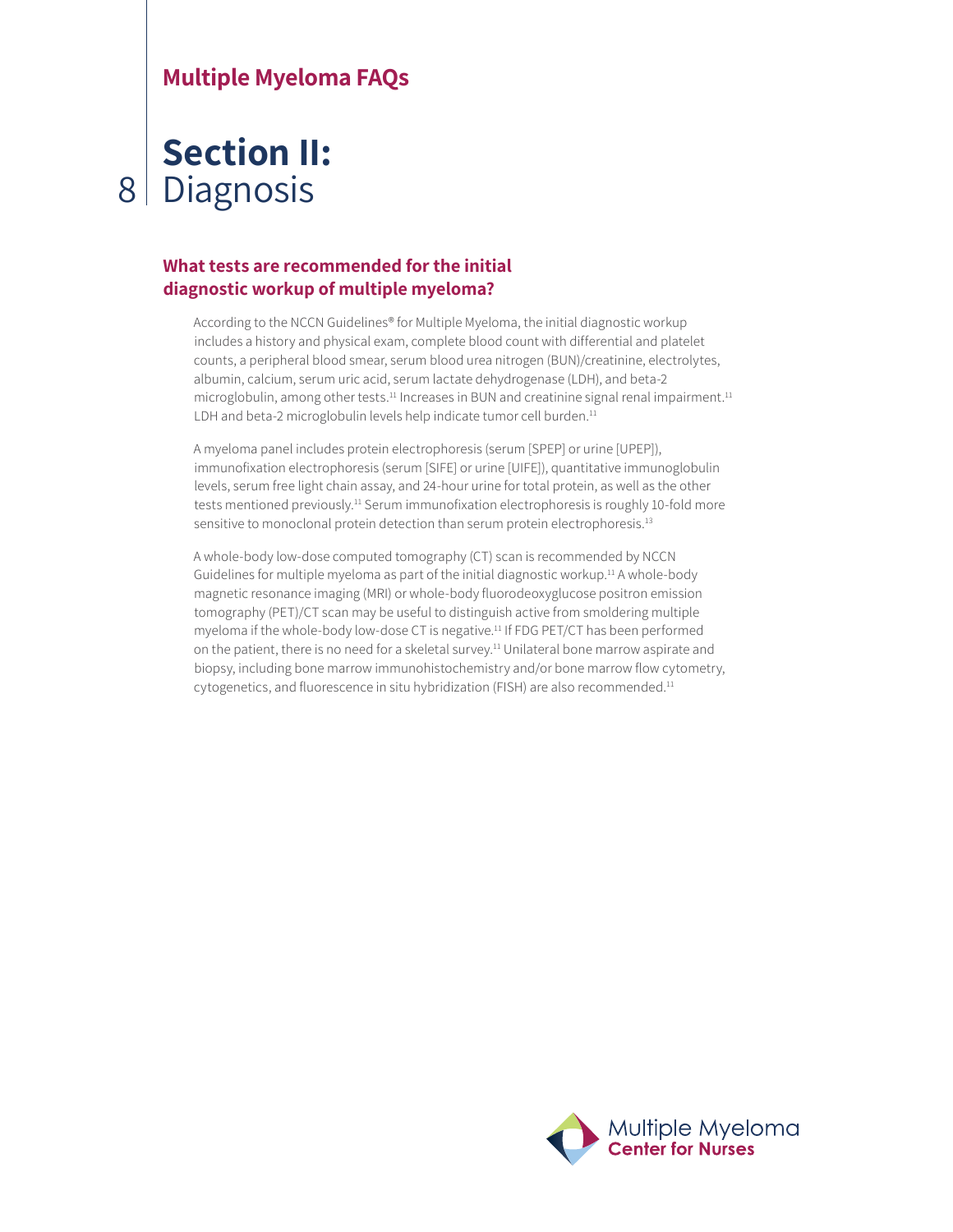## Section II: Diagnosis

### What tests are recommended for the initial diagnostic workup of multiple myeloma?

According to the NCCN Guidelines® for Multiple Myeloma, the initial diagnostic workup includes a history and physical exam, complete blood count with differential and platelet counts, a peripheral blood smear, serum blood urea nitrogen (BUN)/creatinine, electrolytes, albumin, calcium, serum uric acid, serum lactate dehydrogenase (LDH), and beta-2 microglobulin, among other tests.[11] Increases in BUN and creatinine signal renal impairment.[11] LDH and beta-2 microglobulin levels help indicate tumor cell burden.[11]

A myeloma panel includes protein electrophoresis (serum [SPEP] or urine [UPEP]), immunofixation electrophoresis (serum [SIFE] or urine [UIFE]), quantitative immunoglobulin levels, serum free light chain assay, and 24-hour urine for total protein, as well as the other tests mentioned previously.[11] Serum immunofixation electrophoresis is roughly 10-fold more sensitive to monoclonal protein detection than serum protein electrophoresis.[13]

A whole-body low-dose computed tomography (CT) scan is recommended by NCCN Guidelines for multiple myeloma as part of the initial diagnostic workup.[11] A whole-body magnetic resonance imaging (MRI) or whole-body fluorodeoxyglucose positron emission tomography (PET)/CT scan may be useful to distinguish active from smoldering multiple myeloma if the whole-body low-dose CT is negative.[11] If FDG PET/CT has been performed on the patient, there is no need for a skeletal survey.[11] Unilateral bone marrow aspirate and biopsy, including bone marrow immunohistochemistry and/or bone marrow flow cytometry, cytogenetics, and fluorescence in situ hybridization (FISH) are also recommended.[11]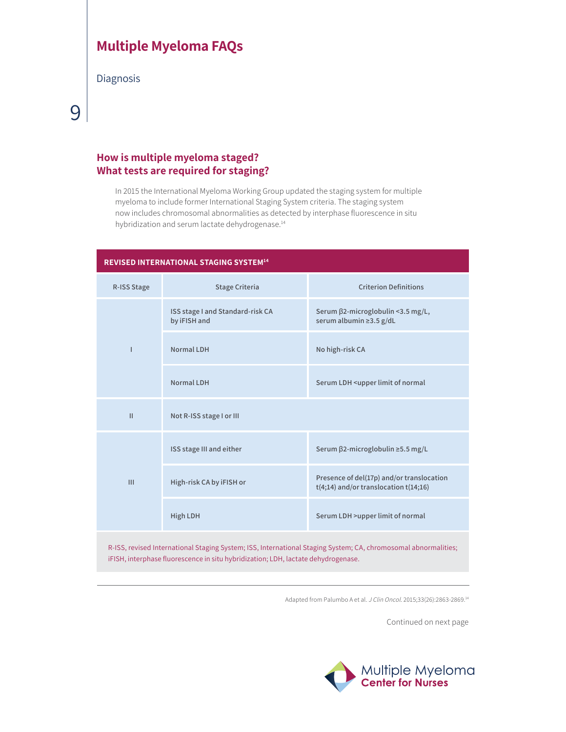# Multiple Myeloma FAQs

Diagnosis

## How is multiple myeloma staged? What tests are required for staging?

In 2015 the International Myeloma Working Group updated the staging system for multiple myeloma to include former International Staging System criteria. The staging system now includes chromosomal abnormalities as detected by interphase fluorescence in situ hybridization and serum lactate dehydrogenase.[14]

**REVISED INTERNATIONAL STAGING SYSTEM[14]**

| R-ISS Stage | Stage Criteria | Criterion Definitions |
|---|---|---|
| I | ISS stage I and Standard-risk CA by iFISH and | Serum β2-microglobulin <3.5 mg/L, serum albumin ≥3.5 g/dL |
| | Normal LDH | No high-risk CA |
| | Normal LDH | Serum LDH <upper limit of normal |
| II | Not R-ISS stage I or III | |
| III | ISS stage III and either | Serum β2-microglobulin ≥5.5 mg/L |
| | High-risk CA by iFISH or | Presence of del(17p) and/or translocation t(4;14) and/or translocation t(14;16) |
| | High LDH | Serum LDH >upper limit of normal |

R-ISS, revised International Staging System; ISS, International Staging System; CA, chromosomal abnormalities; iFISH, interphase fluorescence in situ hybridization; LDH, lactate dehydrogenase.

Adapted from Palumbo A et al. *J Clin Oncol.* 2015;33(26):2863-2869.[14]

Continued on next page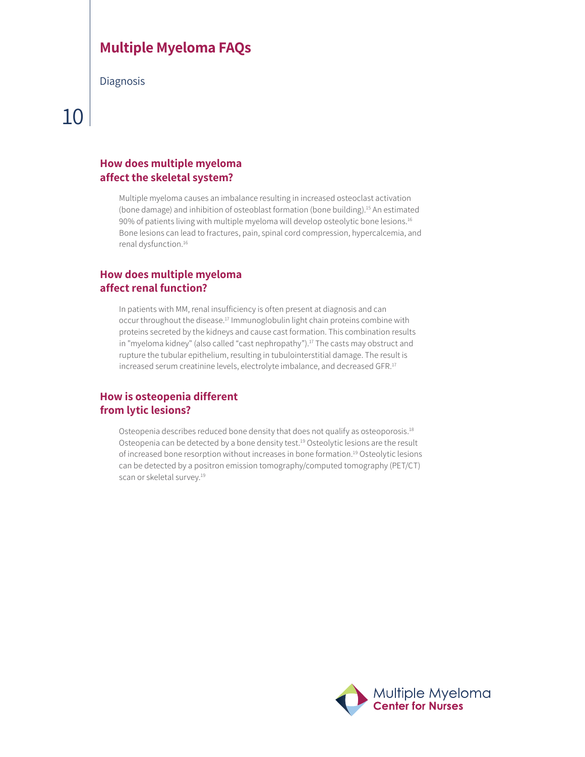# Multiple Myeloma FAQs

Diagnosis

## How does multiple myeloma affect the skeletal system?

Multiple myeloma causes an imbalance resulting in increased osteoclast activation (bone damage) and inhibition of osteoblast formation (bone building).[15] An estimated 90% of patients living with multiple myeloma will develop osteolytic bone lesions.[16] Bone lesions can lead to fractures, pain, spinal cord compression, hypercalcemia, and renal dysfunction.[16]

## How does multiple myeloma affect renal function?

In patients with MM, renal insufficiency is often present at diagnosis and can occur throughout the disease.[17] Immunoglobulin light chain proteins combine with proteins secreted by the kidneys and cause cast formation. This combination results in "myeloma kidney" (also called "cast nephropathy").[17] The casts may obstruct and rupture the tubular epithelium, resulting in tubulointerstitial damage. The result is increased serum creatinine levels, electrolyte imbalance, and decreased GFR.[17]

## How is osteopenia different from lytic lesions?

Osteopenia describes reduced bone density that does not qualify as osteoporosis.[18] Osteopenia can be detected by a bone density test.[19] Osteolytic lesions are the result of increased bone resorption without increases in bone formation.[19] Osteolytic lesions can be detected by a positron emission tomography/computed tomography (PET/CT) scan or skeletal survey.[19]

Multiple Myeloma Center for Nurses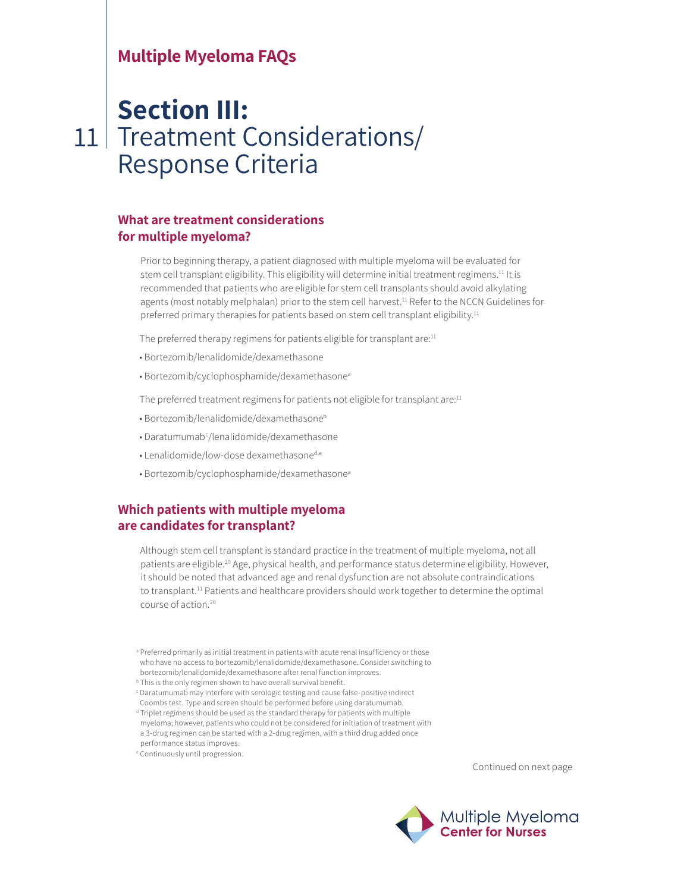## Section III: Treatment Considerations/ Response Criteria

### What are treatment considerations for multiple myeloma?

Prior to beginning therapy, a patient diagnosed with multiple myeloma will be evaluated for stem cell transplant eligibility. This eligibility will determine initial treatment regimens.[11] It is recommended that patients who are eligible for stem cell transplants should avoid alkylating agents (most notably melphalan) prior to the stem cell harvest.[11] Refer to the NCCN Guidelines for preferred primary therapies for patients based on stem cell transplant eligibility.[11]

The preferred therapy regimens for patients eligible for transplant are:[11]

- Bortezomib/lenalidomide/dexamethasone
- Bortezomib/cyclophosphamide/dexamethasone[a]

The preferred treatment regimens for patients not eligible for transplant are:[11]

- Bortezomib/lenalidomide/dexamethasone[b]
- Daratumumab[c]/lenalidomide/dexamethasone
- Lenalidomide/low-dose dexamethasone[d,e]
- Bortezomib/cyclophosphamide/dexamethasone[a]

### Which patients with multiple myeloma are candidates for transplant?

Although stem cell transplant is standard practice in the treatment of multiple myeloma, not all patients are eligible.[20] Age, physical health, and performance status determine eligibility. However, it should be noted that advanced age and renal dysfunction are not absolute contraindications to transplant.[11] Patients and healthcare providers should work together to determine the optimal course of action.[20]

[a] Preferred primarily as initial treatment in patients with acute renal insufficiency or those who have no access to bortezomib/lenalidomide/dexamethasone. Consider switching to bortezomib/lenalidomide/dexamethasone after renal function improves.

[b] This is the only regimen shown to have overall survival benefit.

[c] Daratumumab may interfere with serologic testing and cause false-positive indirect Coombs test. Type and screen should be performed before using daratumumab.

[d] Triplet regimens should be used as the standard therapy for patients with multiple myeloma; however, patients who could not be considered for initiation of treatment with a 3-drug regimen can be started with a 2-drug regimen, with a third drug added once performance status improves.

[e] Continuously until progression.

Continued on next page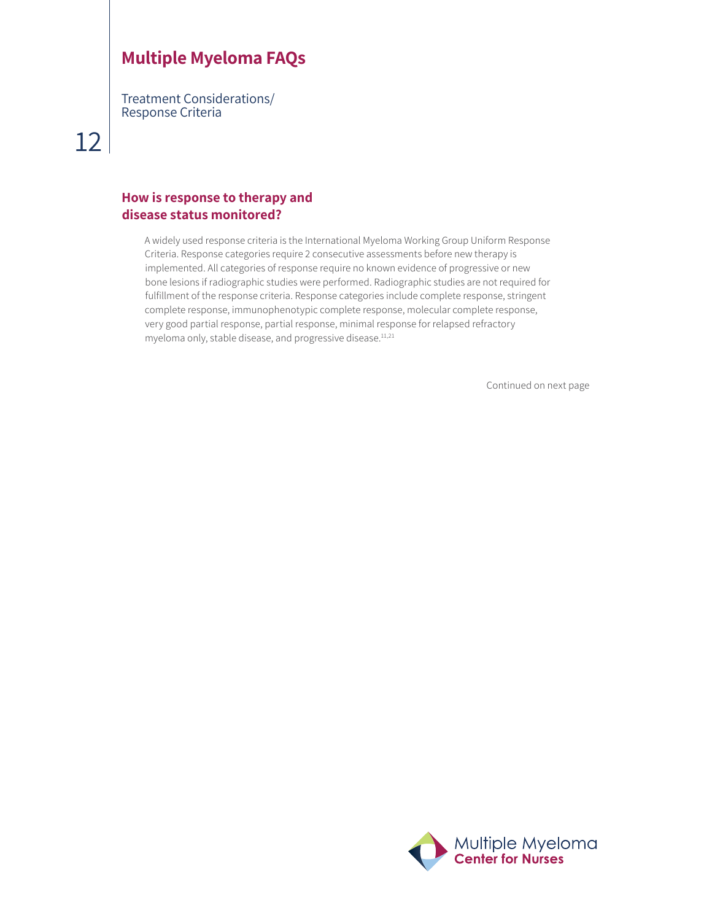# Multiple Myeloma FAQs

Treatment Considerations/
Response Criteria

## How is response to therapy and disease status monitored?

A widely used response criteria is the International Myeloma Working Group Uniform Response Criteria. Response categories require 2 consecutive assessments before new therapy is implemented. All categories of response require no known evidence of progressive or new bone lesions if radiographic studies were performed. Radiographic studies are not required for fulfillment of the response criteria. Response categories include complete response, stringent complete response, immunophenotypic complete response, molecular complete response, very good partial response, partial response, minimal response for relapsed refractory myeloma only, stable disease, and progressive disease.[11,21]

Continued on next page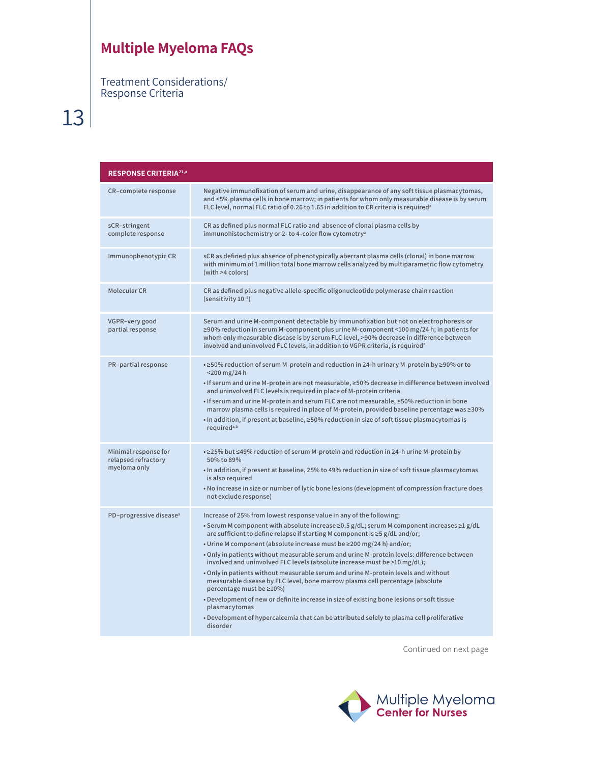# Multiple Myeloma FAQs

## Treatment Considerations/ Response Criteria

| RESPONSE CRITERIA[21,a] | |
|---|---|
| CR–complete response | Negative immunofixation of serum and urine, disappearance of any soft tissue plasmacytomas, and <5% plasma cells in bone marrow; in patients for whom only measurable disease is by serum FLC level, normal FLC ratio of 0.26 to 1.65 in addition to CR criteria is required[a] |
| sCR–stringent complete response | CR as defined plus normal FLC ratio and absence of clonal plasma cells by immunohistochemistry or 2- to 4-color flow cytometry[a] |
| Immunophenotypic CR | sCR as defined plus absence of phenotypically aberrant plasma cells (clonal) in bone marrow with minimum of 1 million total bone marrow cells analyzed by multiparametric flow cytometry (with >4 colors) |
| Molecular CR | CR as defined plus negative allele-specific oligonucleotide polymerase chain reaction (sensitivity $10^{-5}$) |
| VGPR–very good partial response | Serum and urine M-component detectable by immunofixation but not on electrophoresis or ≥90% reduction in serum M-component plus urine M-component <100 mg/24 h; in patients for whom only measurable disease is by serum FLC level, >90% decrease in difference between involved and uninvolved FLC levels, in addition to VGPR criteria, is required[a] |
| PR–partial response | • ≥50% reduction of serum M-protein and reduction in 24-h urinary M-protein by ≥90% or to <200 mg/24 h<br>• If serum and urine M-protein are not measurable, ≥50% decrease in difference between involved and uninvolved FLC levels is required in place of M-protein criteria<br>• If serum and urine M-protein and serum FLC are not measurable, ≥50% reduction in bone marrow plasma cells is required in place of M-protein, provided baseline percentage was ≥30%<br>• In addition, if present at baseline, ≥50% reduction in size of soft tissue plasmacytomas is required[a,b] |
| Minimal response for relapsed refractory myeloma only | • ≥25% but ≤49% reduction of serum M-protein and reduction in 24-h urine M-protein by 50% to 89%<br>• In addition, if present at baseline, 25% to 49% reduction in size of soft tissue plasmacytomas is also required<br>• No increase in size or number of lytic bone lesions (development of compression fracture does not exclude response) |
| PD–progressive disease[a] | Increase of 25% from lowest response value in any of the following:<br>• Serum M component with absolute increase ≥0.5 g/dL; serum M component increases ≥1 g/dL are sufficient to define relapse if starting M component is ≥5 g/dL and/or;<br>• Urine M component (absolute increase must be ≥200 mg/24 h) and/or;<br>• Only in patients without measurable serum and urine M-protein levels: difference between involved and uninvolved FLC levels (absolute increase must be >10 mg/dL);<br>• Only in patients without measurable serum and urine M-protein levels and without measurable disease by FLC level, bone marrow plasma cell percentage (absolute percentage must be ≥10%)<br>• Development of new or definite increase in size of existing bone lesions or soft tissue plasmacytomas<br>• Development of hypercalcemia that can be attributed solely to plasma cell proliferative disorder |

Continued on next page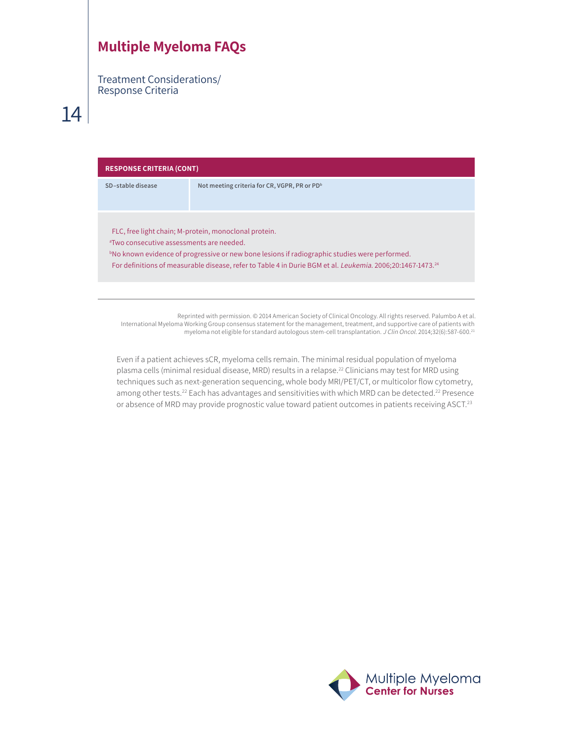# Multiple Myeloma FAQs

Treatment Considerations/
Response Criteria

| RESPONSE CRITERIA (CONT) | |
|---|---|
| SD–stable disease | Not meeting criteria for CR, VGPR, PR or PD[b] |

FLC, free light chain; M-protein, monoclonal protein.
[a]Two consecutive assessments are needed.
[b]No known evidence of progressive or new bone lesions if radiographic studies were performed.
For definitions of measurable disease, refer to Table 4 in Durie BGM et al. *Leukemia.* 2006;20:1467-1473.[24]

Reprinted with permission. © 2014 American Society of Clinical Oncology. All rights reserved. Palumbo A et al. International Myeloma Working Group consensus statement for the management, treatment, and supportive care of patients with myeloma not eligible for standard autologous stem-cell transplantation. *J Clin Oncol.* 2014;32(6):587-600.[21]

Even if a patient achieves sCR, myeloma cells remain. The minimal residual population of myeloma plasma cells (minimal residual disease, MRD) results in a relapse.[22] Clinicians may test for MRD using techniques such as next-generation sequencing, whole body MRI/PET/CT, or multicolor flow cytometry, among other tests.[22] Each has advantages and sensitivities with which MRD can be detected.[22] Presence or absence of MRD may provide prognostic value toward patient outcomes in patients receiving ASCT.[23]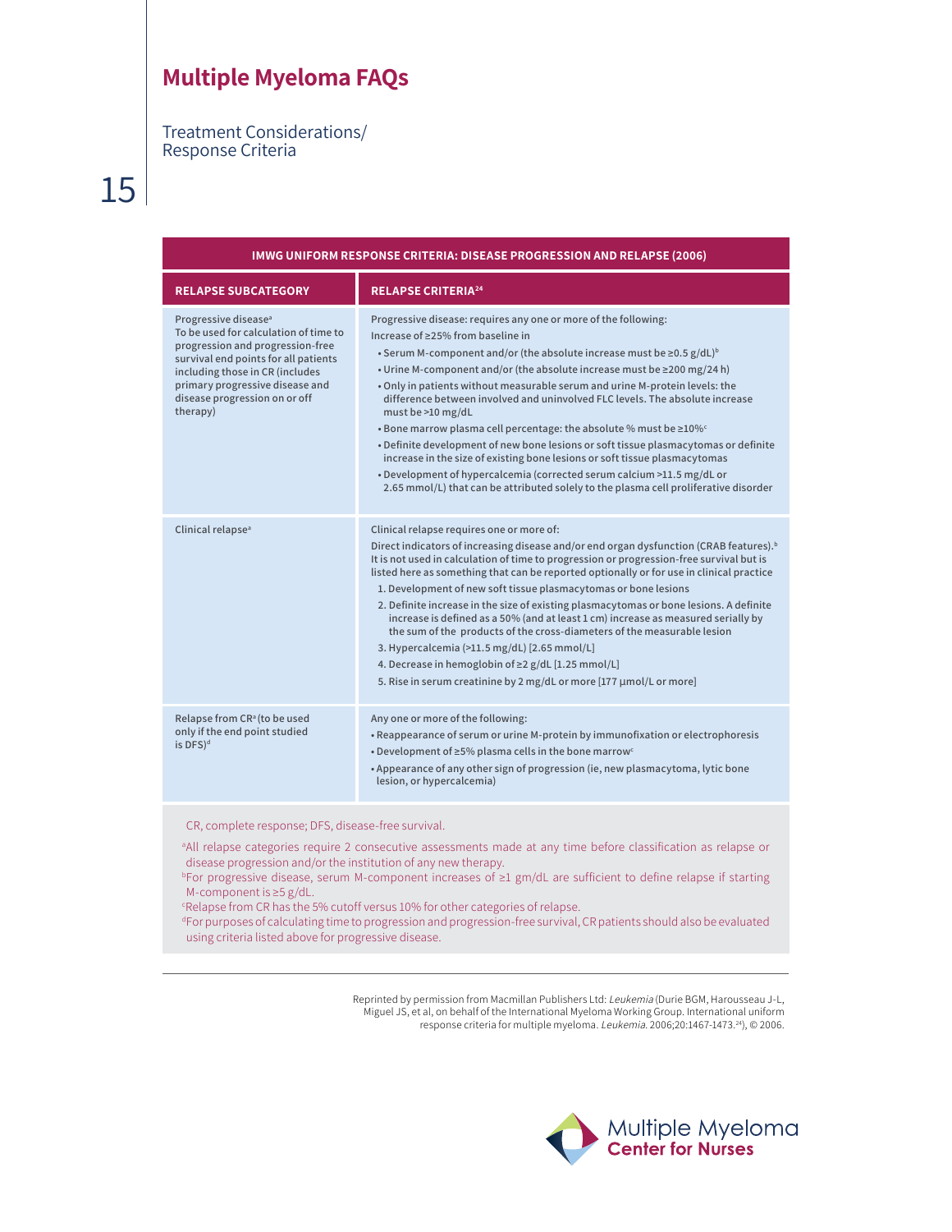## Multiple Myeloma FAQs

Treatment Considerations/ Response Criteria

| IMWG UNIFORM RESPONSE CRITERIA: DISEASE PROGRESSION AND RELAPSE (2006) | |
|---|---|
| **RELAPSE SUBCATEGORY** | **RELAPSE CRITERIA[24]** |
| Progressive disease[a]<br>To be used for calculation of time to progression and progression-free survival end points for all patients including those in CR (includes primary progressive disease and disease progression on or off therapy) | Progressive disease: requires any one or more of the following:<br>Increase of ≥25% from baseline in<br>• Serum M-component and/or (the absolute increase must be ≥0.5 g/dL)[b]<br>• Urine M-component and/or (the absolute increase must be ≥200 mg/24 h)<br>• Only in patients without measurable serum and urine M-protein levels: the difference between involved and uninvolved FLC levels. The absolute increase must be >10 mg/dL<br>• Bone marrow plasma cell percentage: the absolute % must be ≥10%[c]<br>• Definite development of new bone lesions or soft tissue plasmacytomas or definite increase in the size of existing bone lesions or soft tissue plasmacytomas<br>• Development of hypercalcemia (corrected serum calcium >11.5 mg/dL or 2.65 mmol/L) that can be attributed solely to the plasma cell proliferative disorder |
| Clinical relapse[a] | Clinical relapse requires one or more of:<br>Direct indicators of increasing disease and/or end organ dysfunction (CRAB features).[b] It is not used in calculation of time to progression or progression-free survival but is listed here as something that can be reported optionally or for use in clinical practice<br>1. Development of new soft tissue plasmacytomas or bone lesions<br>2. Definite increase in the size of existing plasmacytomas or bone lesions. A definite increase is defined as a 50% (and at least 1 cm) increase as measured serially by the sum of the products of the cross-diameters of the measurable lesion<br>3. Hypercalcemia (>11.5 mg/dL) [2.65 mmol/L]<br>4. Decrease in hemoglobin of ≥2 g/dL [1.25 mmol/L]<br>5. Rise in serum creatinine by 2 mg/dL or more [177 µmol/L or more] |
| Relapse from CR[a] (to be used only if the end point studied is DFS)[d] | Any one or more of the following:<br>• Reappearance of serum or urine M-protein by immunofixation or electrophoresis<br>• Development of ≥5% plasma cells in the bone marrow[c]<br>• Appearance of any other sign of progression (ie, new plasmacytoma, lytic bone lesion, or hypercalcemia) |

CR, complete response; DFS, disease-free survival.

[a]All relapse categories require 2 consecutive assessments made at any time before classification as relapse or disease progression and/or the institution of any new therapy.
[b]For progressive disease, serum M-component increases of ≥1 gm/dL are sufficient to define relapse if starting M-component is ≥5 g/dL.
[c]Relapse from CR has the 5% cutoff versus 10% for other categories of relapse.
[d]For purposes of calculating time to progression and progression-free survival, CR patients should also be evaluated using criteria listed above for progressive disease.

Reprinted by permission from Macmillan Publishers Ltd: *Leukemia* (Durie BGM, Harousseau J-L, Miguel JS, et al, on behalf of the International Myeloma Working Group. International uniform response criteria for multiple myeloma. *Leukemia.* 2006;20:1467-1473.[24]), © 2006.

Multiple Myeloma Center for Nurses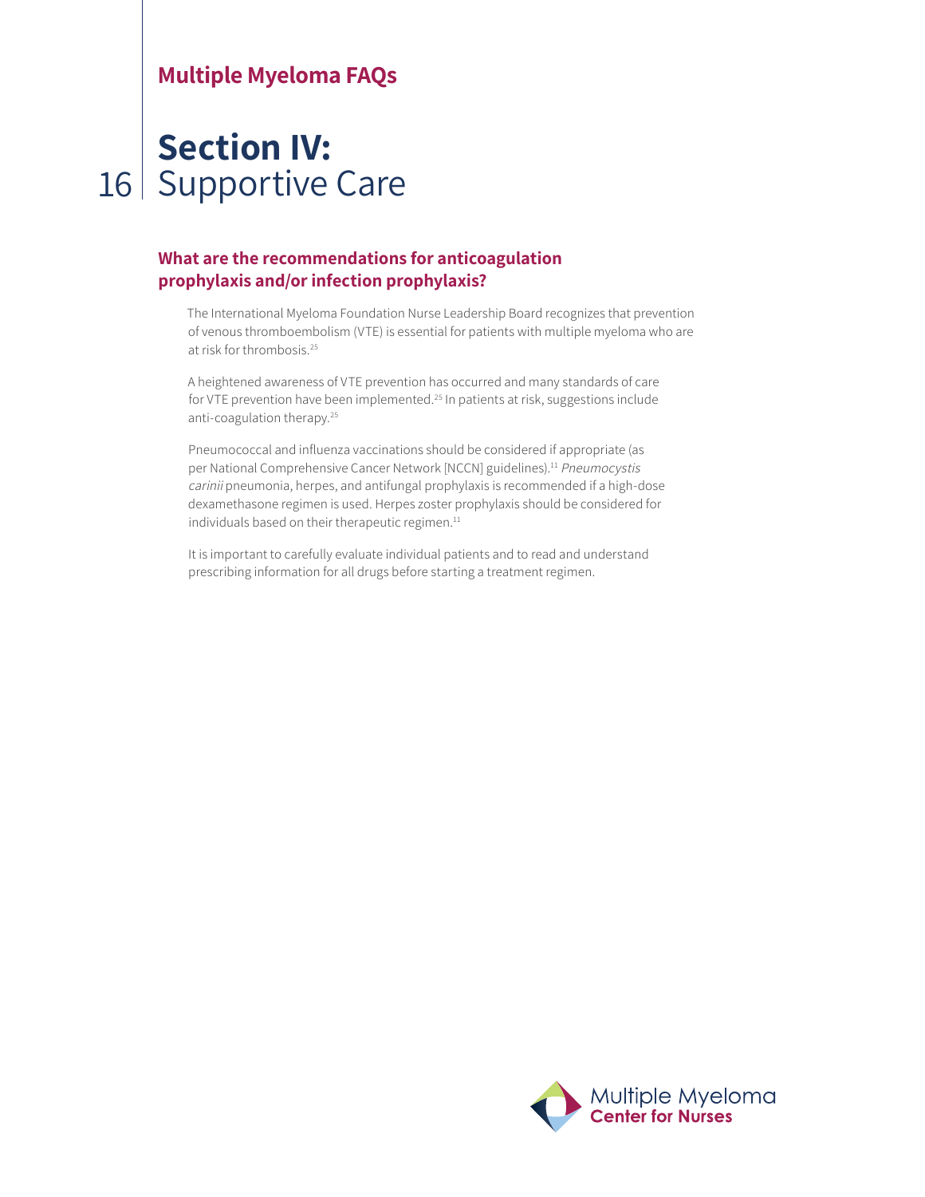# Section IV: Supportive Care

## What are the recommendations for anticoagulation prophylaxis and/or infection prophylaxis?

The International Myeloma Foundation Nurse Leadership Board recognizes that prevention of venous thromboembolism (VTE) is essential for patients with multiple myeloma who are at risk for thrombosis.[25]

A heightened awareness of VTE prevention has occurred and many standards of care for VTE prevention have been implemented.[25] In patients at risk, suggestions include anti-coagulation therapy.[25]

Pneumococcal and influenza vaccinations should be considered if appropriate (as per National Comprehensive Cancer Network [NCCN] guidelines).[11] *Pneumocystis carinii* pneumonia, herpes, and antifungal prophylaxis is recommended if a high-dose dexamethasone regimen is used. Herpes zoster prophylaxis should be considered for individuals based on their therapeutic regimen.[11]

It is important to carefully evaluate individual patients and to read and understand prescribing information for all drugs before starting a treatment regimen.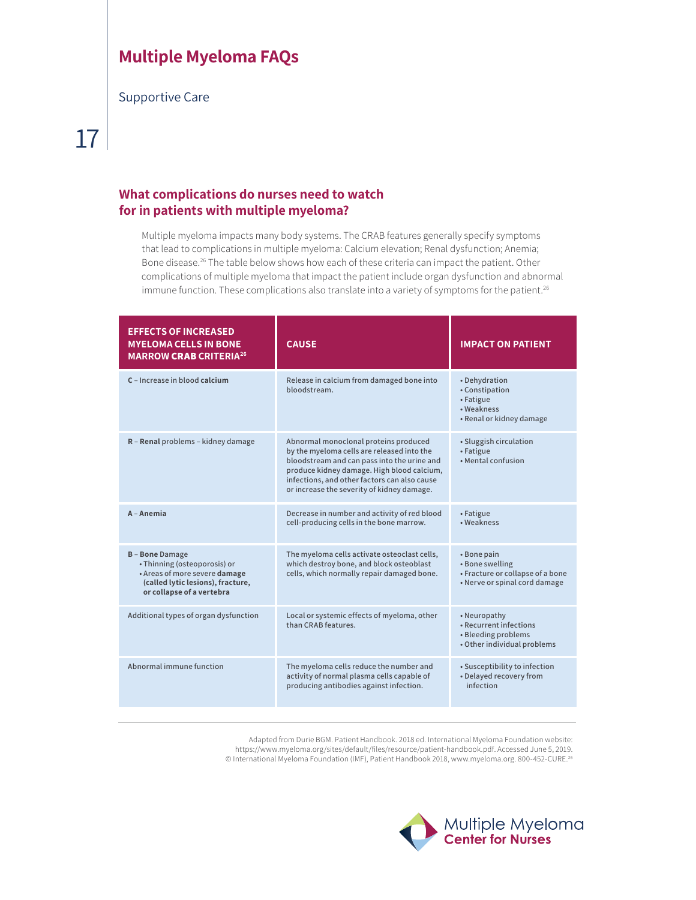# Multiple Myeloma FAQs

Supportive Care

## What complications do nurses need to watch for in patients with multiple myeloma?

Multiple myeloma impacts many body systems. The CRAB features generally specify symptoms that lead to complications in multiple myeloma: Calcium elevation; Renal dysfunction; Anemia; Bone disease.[26] The table below shows how each of these criteria can impact the patient. Other complications of multiple myeloma that impact the patient include organ dysfunction and abnormal immune function. These complications also translate into a variety of symptoms for the patient.[26]

| EFFECTS OF INCREASED MYELOMA CELLS IN BONE MARROW **CRAB** CRITERIA[26] | CAUSE | IMPACT ON PATIENT |
|---|---|---|
| C – Increase in blood **calcium** | Release in calcium from damaged bone into bloodstream. | • Dehydration<br>• Constipation<br>• Fatigue<br>• Weakness<br>• Renal or kidney damage |
| R – **Renal** problems – kidney damage | Abnormal monoclonal proteins produced by the myeloma cells are released into the bloodstream and can pass into the urine and produce kidney damage. High blood calcium, infections, and other factors can also cause or increase the severity of kidney damage. | • Sluggish circulation<br>• Fatigue<br>• Mental confusion |
| A – **Anemia** | Decrease in number and activity of red blood cell-producing cells in the bone marrow. | • Fatigue<br>• Weakness |
| B – **Bone** Damage<br>• Thinning (osteoporosis) or<br>• Areas of more severe **damage (called lytic lesions), fracture, or collapse of a vertebra** | The myeloma cells activate osteoclast cells, which destroy bone, and block osteoblast cells, which normally repair damaged bone. | • Bone pain<br>• Bone swelling<br>• Fracture or collapse of a bone<br>• Nerve or spinal cord damage |
| Additional types of organ dysfunction | Local or systemic effects of myeloma, other than CRAB features. | • Neuropathy<br>• Recurrent infections<br>• Bleeding problems<br>• Other individual problems |
| Abnormal immune function | The myeloma cells reduce the number and activity of normal plasma cells capable of producing antibodies against infection. | • Susceptibility to infection<br>• Delayed recovery from infection |

Adapted from Durie BGM. Patient Handbook. 2018 ed. International Myeloma Foundation website: https://www.myeloma.org/sites/default/files/resource/patient-handbook.pdf. Accessed June 5, 2019. © International Myeloma Foundation (IMF), Patient Handbook 2018, www.myeloma.org. 800-452-CURE.[26]

Multiple Myeloma Center for Nurses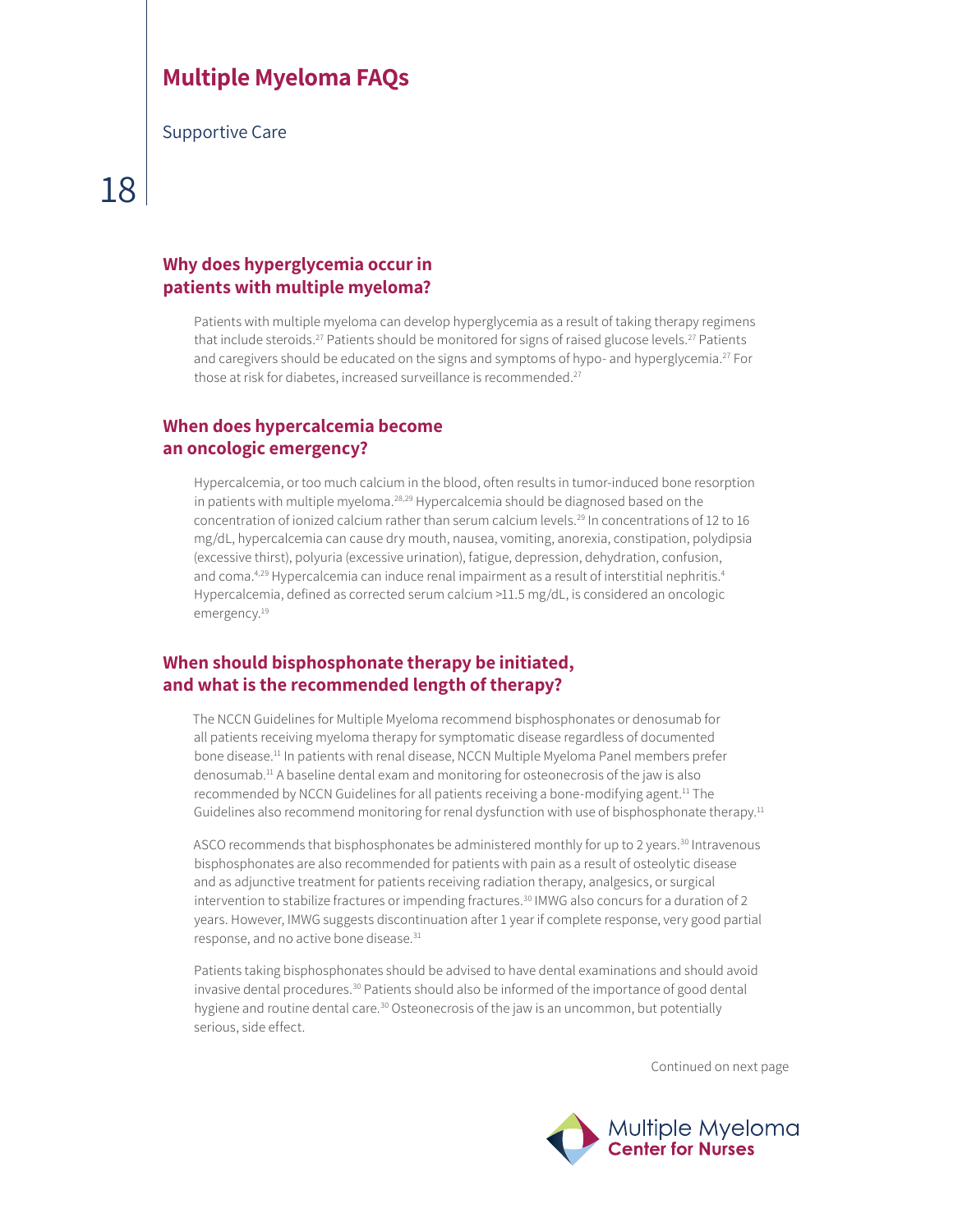# Multiple Myeloma FAQs

Supportive Care

## Why does hyperglycemia occur in patients with multiple myeloma?

Patients with multiple myeloma can develop hyperglycemia as a result of taking therapy regimens that include steroids.[27] Patients should be monitored for signs of raised glucose levels.[27] Patients and caregivers should be educated on the signs and symptoms of hypo- and hyperglycemia.[27] For those at risk for diabetes, increased surveillance is recommended.[27]

## When does hypercalcemia become an oncologic emergency?

Hypercalcemia, or too much calcium in the blood, often results in tumor-induced bone resorption in patients with multiple myeloma.[28,29] Hypercalcemia should be diagnosed based on the concentration of ionized calcium rather than serum calcium levels.[29] In concentrations of 12 to 16 mg/dL, hypercalcemia can cause dry mouth, nausea, vomiting, anorexia, constipation, polydipsia (excessive thirst), polyuria (excessive urination), fatigue, depression, dehydration, confusion, and coma.[4,29] Hypercalcemia can induce renal impairment as a result of interstitial nephritis.[4] Hypercalcemia, defined as corrected serum calcium >11.5 mg/dL, is considered an oncologic emergency.[19]

## When should bisphosphonate therapy be initiated, and what is the recommended length of therapy?

The NCCN Guidelines for Multiple Myeloma recommend bisphosphonates or denosumab for all patients receiving myeloma therapy for symptomatic disease regardless of documented bone disease.[11] In patients with renal disease, NCCN Multiple Myeloma Panel members prefer denosumab.[11] A baseline dental exam and monitoring for osteonecrosis of the jaw is also recommended by NCCN Guidelines for all patients receiving a bone-modifying agent.[11] The Guidelines also recommend monitoring for renal dysfunction with use of bisphosphonate therapy.[11]

ASCO recommends that bisphosphonates be administered monthly for up to 2 years.[30] Intravenous bisphosphonates are also recommended for patients with pain as a result of osteolytic disease and as adjunctive treatment for patients receiving radiation therapy, analgesics, or surgical intervention to stabilize fractures or impending fractures.[30] IMWG also concurs for a duration of 2 years. However, IMWG suggests discontinuation after 1 year if complete response, very good partial response, and no active bone disease.[31]

Patients taking bisphosphonates should be advised to have dental examinations and should avoid invasive dental procedures.[30] Patients should also be informed of the importance of good dental hygiene and routine dental care.[30] Osteonecrosis of the jaw is an uncommon, but potentially serious, side effect.

Continued on next page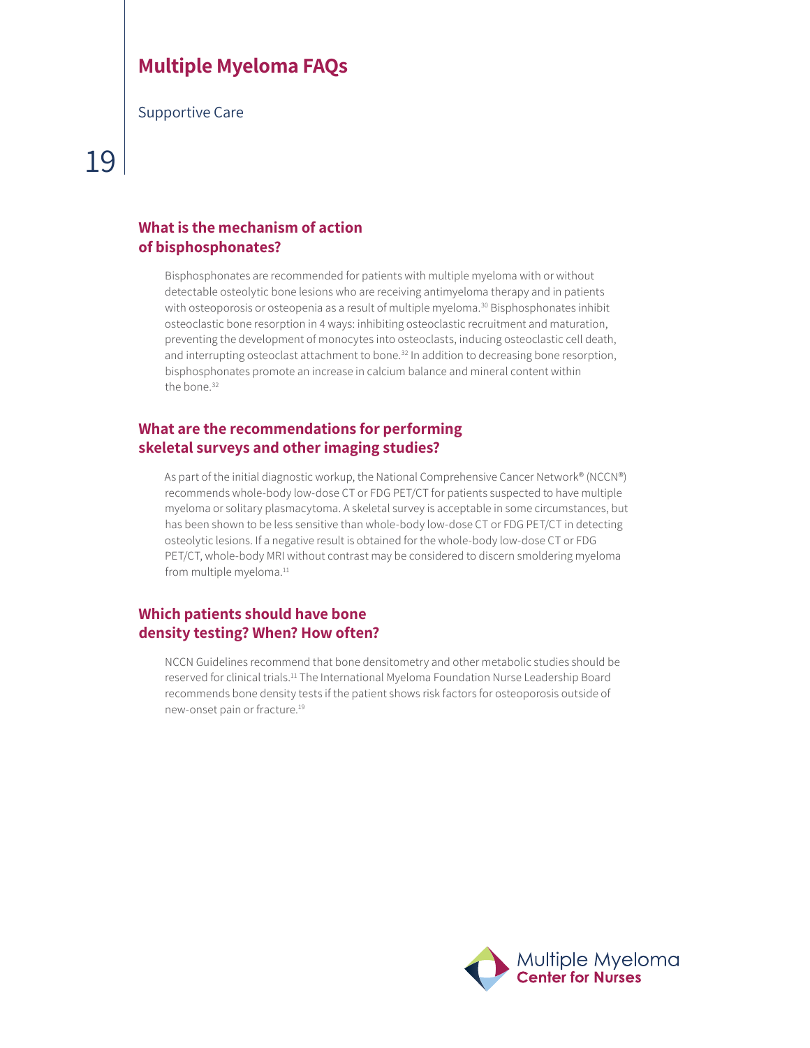# Multiple Myeloma FAQs

Supportive Care

## What is the mechanism of action of bisphosphonates?

Bisphosphonates are recommended for patients with multiple myeloma with or without detectable osteolytic bone lesions who are receiving antimyeloma therapy and in patients with osteoporosis or osteopenia as a result of multiple myeloma.[30] Bisphosphonates inhibit osteoclastic bone resorption in 4 ways: inhibiting osteoclastic recruitment and maturation, preventing the development of monocytes into osteoclasts, inducing osteoclastic cell death, and interrupting osteoclast attachment to bone.[32] In addition to decreasing bone resorption, bisphosphonates promote an increase in calcium balance and mineral content within the bone.[32]

## What are the recommendations for performing skeletal surveys and other imaging studies?

As part of the initial diagnostic workup, the National Comprehensive Cancer Network® (NCCN®) recommends whole-body low-dose CT or FDG PET/CT for patients suspected to have multiple myeloma or solitary plasmacytoma. A skeletal survey is acceptable in some circumstances, but has been shown to be less sensitive than whole-body low-dose CT or FDG PET/CT in detecting osteolytic lesions. If a negative result is obtained for the whole-body low-dose CT or FDG PET/CT, whole-body MRI without contrast may be considered to discern smoldering myeloma from multiple myeloma.[11]

## Which patients should have bone density testing? When? How often?

NCCN Guidelines recommend that bone densitometry and other metabolic studies should be reserved for clinical trials.[11] The International Myeloma Foundation Nurse Leadership Board recommends bone density tests if the patient shows risk factors for osteoporosis outside of new-onset pain or fracture.[19]

Multiple Myeloma Center for Nurses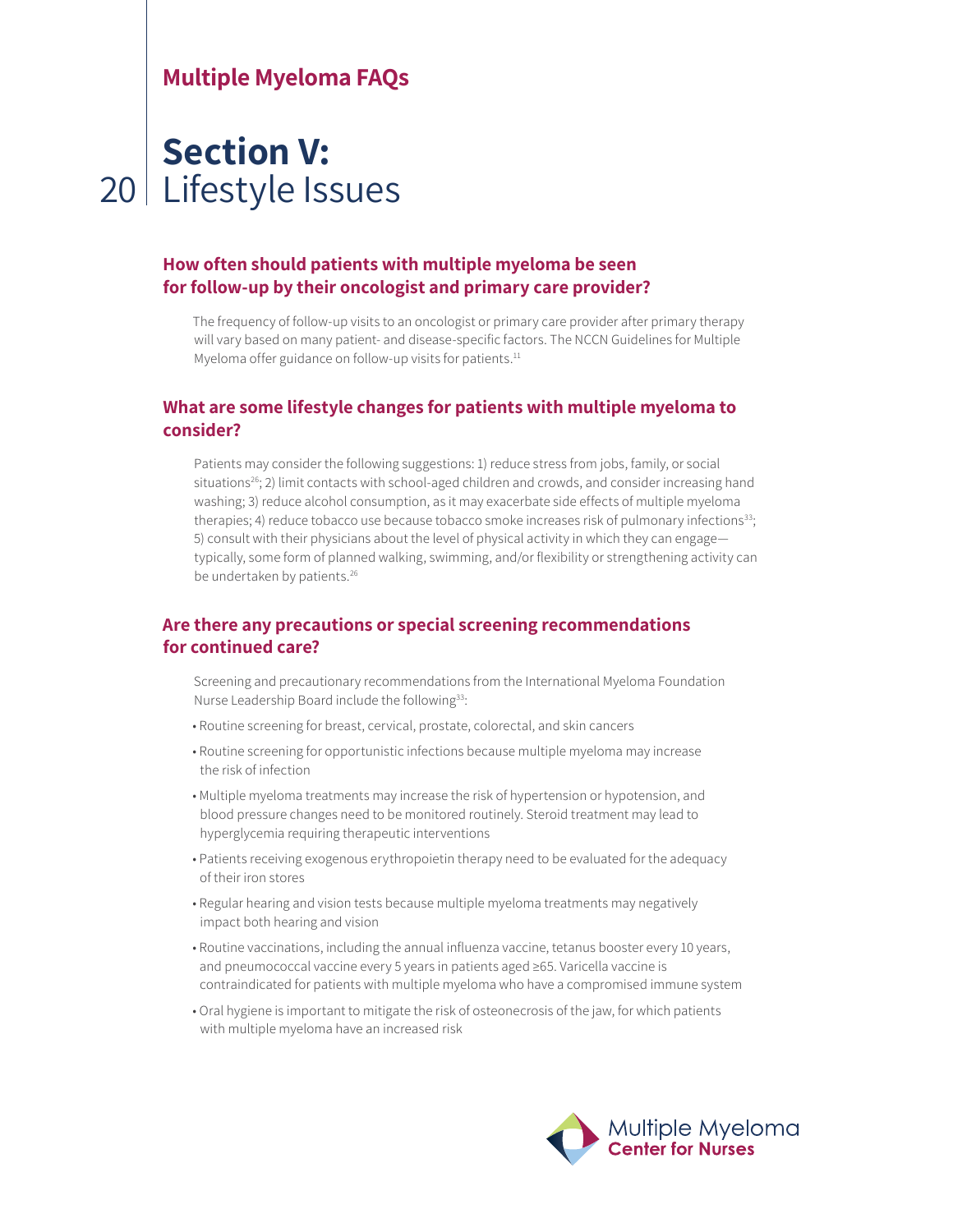# Section V: Lifestyle Issues

### How often should patients with multiple myeloma be seen for follow-up by their oncologist and primary care provider?

The frequency of follow-up visits to an oncologist or primary care provider after primary therapy will vary based on many patient- and disease-specific factors. The NCCN Guidelines for Multiple Myeloma offer guidance on follow-up visits for patients.[11]

### What are some lifestyle changes for patients with multiple myeloma to consider?

Patients may consider the following suggestions: 1) reduce stress from jobs, family, or social situations[26]; 2) limit contacts with school-aged children and crowds, and consider increasing hand washing; 3) reduce alcohol consumption, as it may exacerbate side effects of multiple myeloma therapies; 4) reduce tobacco use because tobacco smoke increases risk of pulmonary infections[33]; 5) consult with their physicians about the level of physical activity in which they can engage—typically, some form of planned walking, swimming, and/or flexibility or strengthening activity can be undertaken by patients.[26]

### Are there any precautions or special screening recommendations for continued care?

Screening and precautionary recommendations from the International Myeloma Foundation Nurse Leadership Board include the following[33]:

- Routine screening for breast, cervical, prostate, colorectal, and skin cancers
- Routine screening for opportunistic infections because multiple myeloma may increase the risk of infection
- Multiple myeloma treatments may increase the risk of hypertension or hypotension, and blood pressure changes need to be monitored routinely. Steroid treatment may lead to hyperglycemia requiring therapeutic interventions
- Patients receiving exogenous erythropoietin therapy need to be evaluated for the adequacy of their iron stores
- Regular hearing and vision tests because multiple myeloma treatments may negatively impact both hearing and vision
- Routine vaccinations, including the annual influenza vaccine, tetanus booster every 10 years, and pneumococcal vaccine every 5 years in patients aged ≥65. Varicella vaccine is contraindicated for patients with multiple myeloma who have a compromised immune system
- Oral hygiene is important to mitigate the risk of osteonecrosis of the jaw, for which patients with multiple myeloma have an increased risk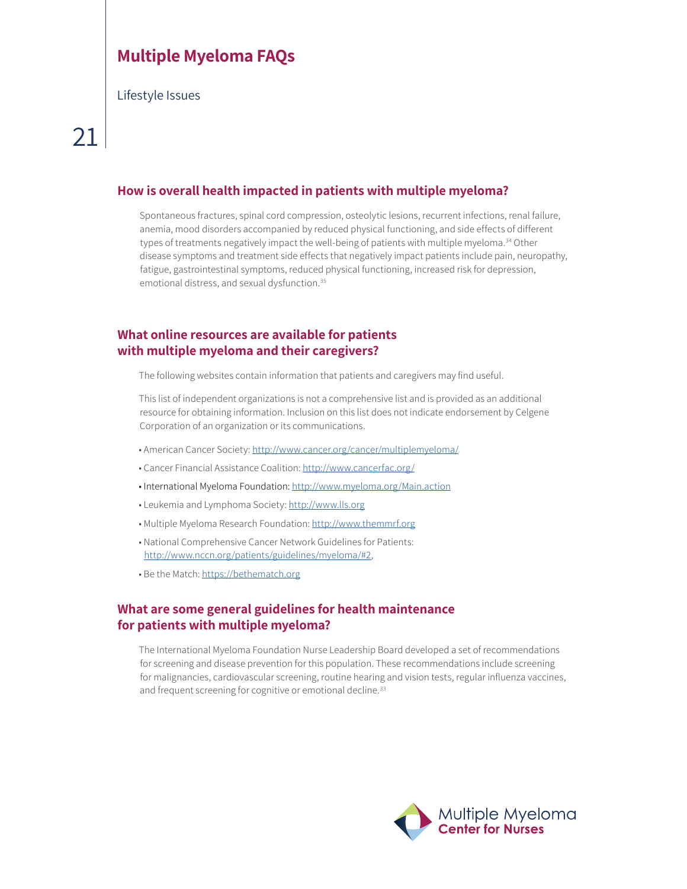# Multiple Myeloma FAQs

Lifestyle Issues

## How is overall health impacted in patients with multiple myeloma?

Spontaneous fractures, spinal cord compression, osteolytic lesions, recurrent infections, renal failure, anemia, mood disorders accompanied by reduced physical functioning, and side effects of different types of treatments negatively impact the well-being of patients with multiple myeloma.[34] Other disease symptoms and treatment side effects that negatively impact patients include pain, neuropathy, fatigue, gastrointestinal symptoms, reduced physical functioning, increased risk for depression, emotional distress, and sexual dysfunction.[35]

## What online resources are available for patients with multiple myeloma and their caregivers?

The following websites contain information that patients and caregivers may find useful.

This list of independent organizations is not a comprehensive list and is provided as an additional resource for obtaining information. Inclusion on this list does not indicate endorsement by Celgene Corporation of an organization or its communications.

- American Cancer Society: http://www.cancer.org/cancer/multiplemyeloma/
- Cancer Financial Assistance Coalition: http://www.cancerfac.org/
- International Myeloma Foundation: http://www.myeloma.org/Main.action
- Leukemia and Lymphoma Society: http://www.lls.org
- Multiple Myeloma Research Foundation: http://www.themmrf.org
- National Comprehensive Cancer Network Guidelines for Patients: http://www.nccn.org/patients/guidelines/myeloma/#2,
- Be the Match: https://bethematch.org

## What are some general guidelines for health maintenance for patients with multiple myeloma?

The International Myeloma Foundation Nurse Leadership Board developed a set of recommendations for screening and disease prevention for this population. These recommendations include screening for malignancies, cardiovascular screening, routine hearing and vision tests, regular influenza vaccines, and frequent screening for cognitive or emotional decline.[33]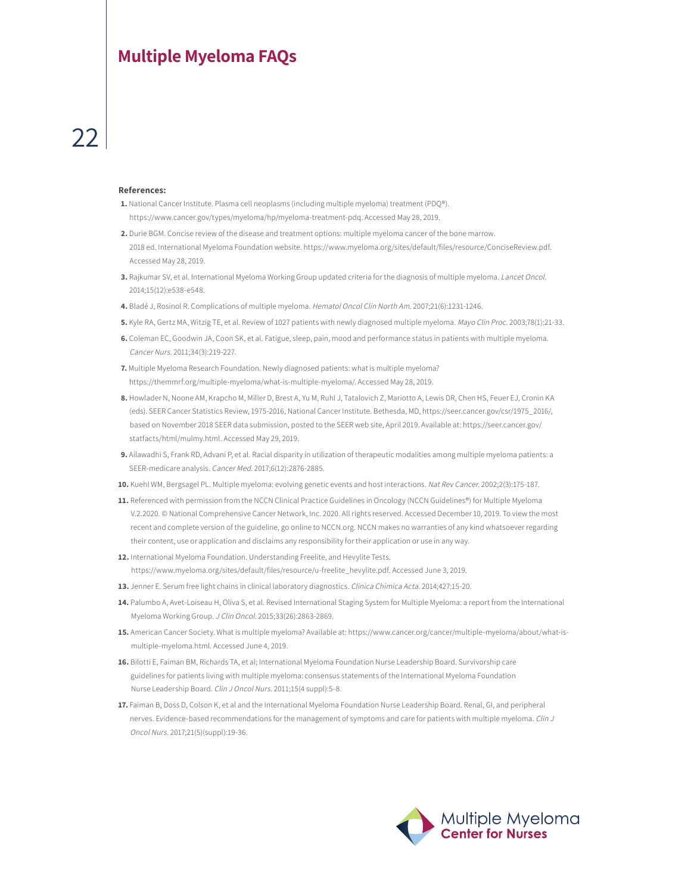**References:**

1. National Cancer Institute. Plasma cell neoplasms (including multiple myeloma) treatment (PDQ®). https://www.cancer.gov/types/myeloma/hp/myeloma-treatment-pdq. Accessed May 28, 2019.
2. Durie BGM. Concise review of the disease and treatment options: multiple myeloma cancer of the bone marrow. 2018 ed. International Myeloma Foundation website. https://www.myeloma.org/sites/default/files/resource/ConciseReview.pdf. Accessed May 28, 2019.
3. Rajkumar SV, et al. International Myeloma Working Group updated criteria for the diagnosis of multiple myeloma. *Lancet Oncol.* 2014;15(12):e538-e548.
4. Bladé J, Rosinol R. Complications of multiple myeloma. *Hematol Oncol Clin North Am.* 2007;21(6):1231-1246.
5. Kyle RA, Gertz MA, Witzig TE, et al. Review of 1027 patients with newly diagnosed multiple myeloma. *Mayo Clin Proc.* 2003;78(1):21-33.
6. Coleman EC, Goodwin JA, Coon SK, et al. Fatigue, sleep, pain, mood and performance status in patients with multiple myeloma. *Cancer Nurs.* 2011;34(3):219-227.
7. Multiple Myeloma Research Foundation. Newly diagnosed patients: what is multiple myeloma? https://themmrf.org/multiple-myeloma/what-is-multiple-myeloma/. Accessed May 28, 2019.
8. Howlader N, Noone AM, Krapcho M, Miller D, Brest A, Yu M, Ruhl J, Tatalovich Z, Mariotto A, Lewis DR, Chen HS, Feuer EJ, Cronin KA (eds). SEER Cancer Statistics Review, 1975-2016, National Cancer Institute. Bethesda, MD, https://seer.cancer.gov/csr/1975_2016/, based on November 2018 SEER data submission, posted to the SEER web site, April 2019. Available at: https://seer.cancer.gov/statfacts/html/mulmy.html. Accessed May 29, 2019.
9. Ailawadhi S, Frank RD, Advani P, et al. Racial disparity in utilization of therapeutic modalities among multiple myeloma patients: a SEER-medicare analysis. *Cancer Med.* 2017;6(12):2876-2885.
10. Kuehl WM, Bergsagel PL. Multiple myeloma: evolving genetic events and host interactions. *Nat Rev Cancer.* 2002;2(3):175-187.
11. Referenced with permission from the NCCN Clinical Practice Guidelines in Oncology (NCCN Guidelines®) for Multiple Myeloma V.2.2020. © National Comprehensive Cancer Network, Inc. 2020. All rights reserved. Accessed December 10, 2019. To view the most recent and complete version of the guideline, go online to NCCN.org. NCCN makes no warranties of any kind whatsoever regarding their content, use or application and disclaims any responsibility for their application or use in any way.
12. International Myeloma Foundation. Understanding Freelite, and Hevylite Tests. https://www.myeloma.org/sites/default/files/resource/u-freelite_hevylite.pdf. Accessed June 3, 2019.
13. Jenner E. Serum free light chains in clinical laboratory diagnostics. *Clinica Chimica Acta.* 2014;427:15-20.
14. Palumbo A, Avet-Loiseau H, Oliva S, et al. Revised International Staging System for Multiple Myeloma: a report from the International Myeloma Working Group. *J Clin Oncol.* 2015;33(26):2863-2869.
15. American Cancer Society. What is multiple myeloma? Available at: https://www.cancer.org/cancer/multiple-myeloma/about/what-is-multiple-myeloma.html. Accessed June 4, 2019.
16. Bilotti E, Faiman BM, Richards TA, et al; International Myeloma Foundation Nurse Leadership Board. Survivorship care guidelines for patients living with multiple myeloma: consensus statements of the International Myeloma Foundation Nurse Leadership Board. *Clin J Oncol Nurs.* 2011;15(4 suppl):5-8.
17. Faiman B, Doss D, Colson K, et al and the International Myeloma Foundation Nurse Leadership Board. Renal, GI, and peripheral nerves. Evidence-based recommendations for the management of symptoms and care for patients with multiple myeloma. *Clin J Oncol Nurs.* 2017;21(5)(suppl):19-36.

Multiple Myeloma Center for Nurses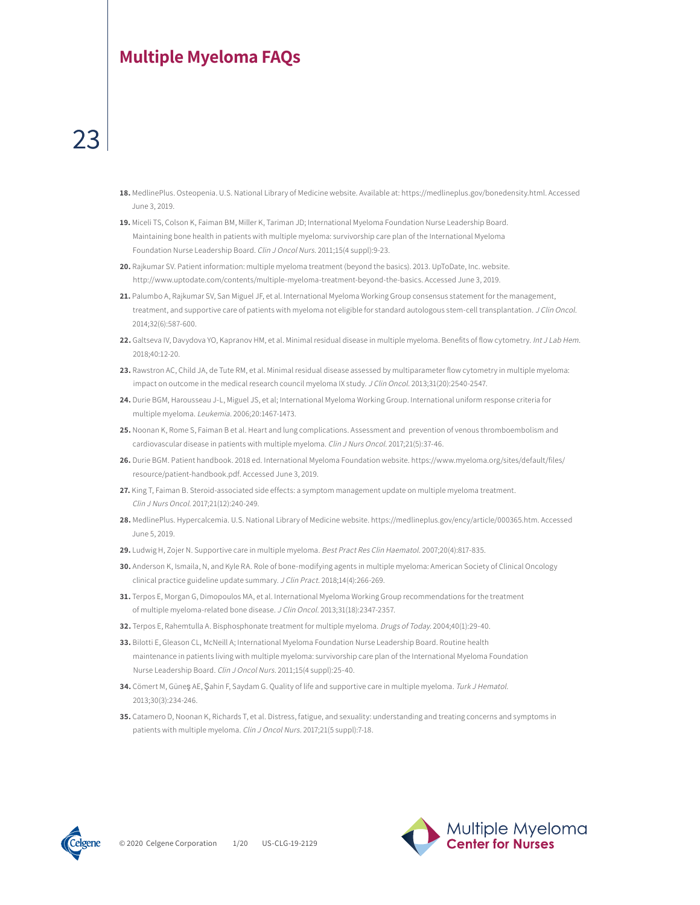18. MedlinePlus. Osteopenia. U.S. National Library of Medicine website. Available at: https://medlineplus.gov/bonedensity.html. Accessed June 3, 2019.

19. Miceli TS, Colson K, Faiman BM, Miller K, Tariman JD; International Myeloma Foundation Nurse Leadership Board. Maintaining bone health in patients with multiple myeloma: survivorship care plan of the International Myeloma Foundation Nurse Leadership Board. *Clin J Oncol Nurs.* 2011;15(4 suppl):9-23.

20. Rajkumar SV. Patient information: multiple myeloma treatment (beyond the basics). 2013. UpToDate, Inc. website. http://www.uptodate.com/contents/multiple-myeloma-treatment-beyond-the-basics. Accessed June 3, 2019.

21. Palumbo A, Rajkumar SV, San Miguel JF, et al. International Myeloma Working Group consensus statement for the management, treatment, and supportive care of patients with myeloma not eligible for standard autologous stem-cell transplantation. *J Clin Oncol.* 2014;32(6):587-600.

22. Galtseva IV, Davydova YO, Kapranov HM, et al. Minimal residual disease in multiple myeloma. Benefits of flow cytometry. *Int J Lab Hem.* 2018;40:12-20.

23. Rawstron AC, Child JA, de Tute RM, et al. Minimal residual disease assessed by multiparameter flow cytometry in multiple myeloma: impact on outcome in the medical research council myeloma IX study. *J Clin Oncol.* 2013;31(20):2540-2547.

24. Durie BGM, Harousseau J-L, Miguel JS, et al; International Myeloma Working Group. International uniform response criteria for multiple myeloma. *Leukemia.* 2006;20:1467-1473.

25. Noonan K, Rome S, Faiman B et al. Heart and lung complications. Assessment and prevention of venous thromboembolism and cardiovascular disease in patients with multiple myeloma. *Clin J Nurs Oncol.* 2017;21(5):37-46.

26. Durie BGM. Patient handbook. 2018 ed. International Myeloma Foundation website. https://www.myeloma.org/sites/default/files/resource/patient-handbook.pdf. Accessed June 3, 2019.

27. King T, Faiman B. Steroid-associated side effects: a symptom management update on multiple myeloma treatment. *Clin J Nurs Oncol.* 2017;21(12):240-249.

28. MedlinePlus. Hypercalcemia. U.S. National Library of Medicine website. https://medlineplus.gov/ency/article/000365.htm. Accessed June 5, 2019.

29. Ludwig H, Zojer N. Supportive care in multiple myeloma. *Best Pract Res Clin Haematol.* 2007;20(4):817-835.

30. Anderson K, Ismaila, N, and Kyle RA. Role of bone-modifying agents in multiple myeloma: American Society of Clinical Oncology clinical practice guideline update summary. *J Clin Pract.* 2018;14(4):266-269.

31. Terpos E, Morgan G, Dimopoulos MA, et al. International Myeloma Working Group recommendations for the treatment of multiple myeloma-related bone disease. *J Clin Oncol.* 2013;31(18):2347-2357.

32. Terpos E, Rahemtulla A. Bisphosphonate treatment for multiple myeloma. *Drugs of Today.* 2004;40(1):29-40.

33. Bilotti E, Gleason CL, McNeill A; International Myeloma Foundation Nurse Leadership Board. Routine health maintenance in patients living with multiple myeloma: survivorship care plan of the International Myeloma Foundation Nurse Leadership Board. *Clin J Oncol Nurs.* 2011;15(4 suppl):25-40.

34. Cömert M, Güneş AE, Şahin F, Saydam G. Quality of life and supportive care in multiple myeloma. *Turk J Hematol.* 2013;30(3):234-246.

35. Catamero D, Noonan K, Richards T, et al. Distress, fatigue, and sexuality: understanding and treating concerns and symptoms in patients with multiple myeloma. *Clin J Oncol Nurs.* 2017;21(5 suppl):7-18.

© 2020 Celgene Corporation 1/20 US-CLG-19-2129